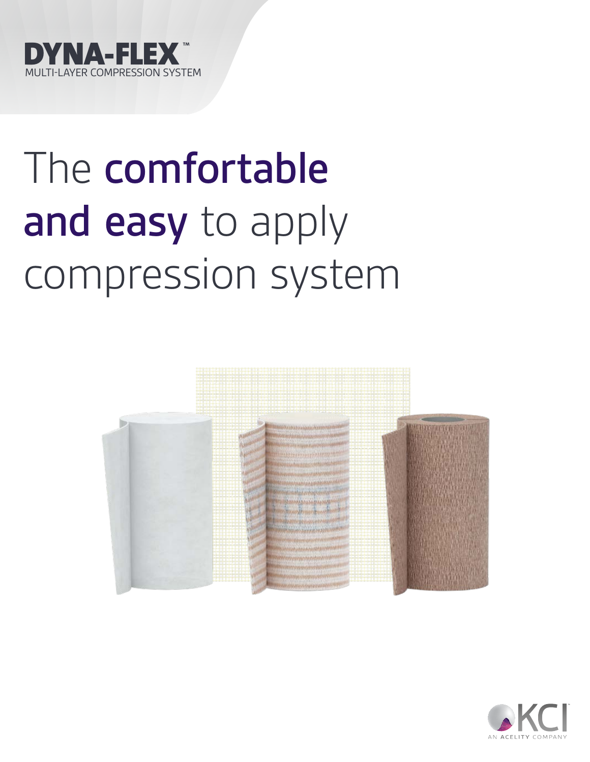**DYNA-FLEX™**
MULTI-LAYER COMPRESSION SYSTEM

# The **comfortable and easy** to apply compression system

KCI
AN ACELITY COMPANY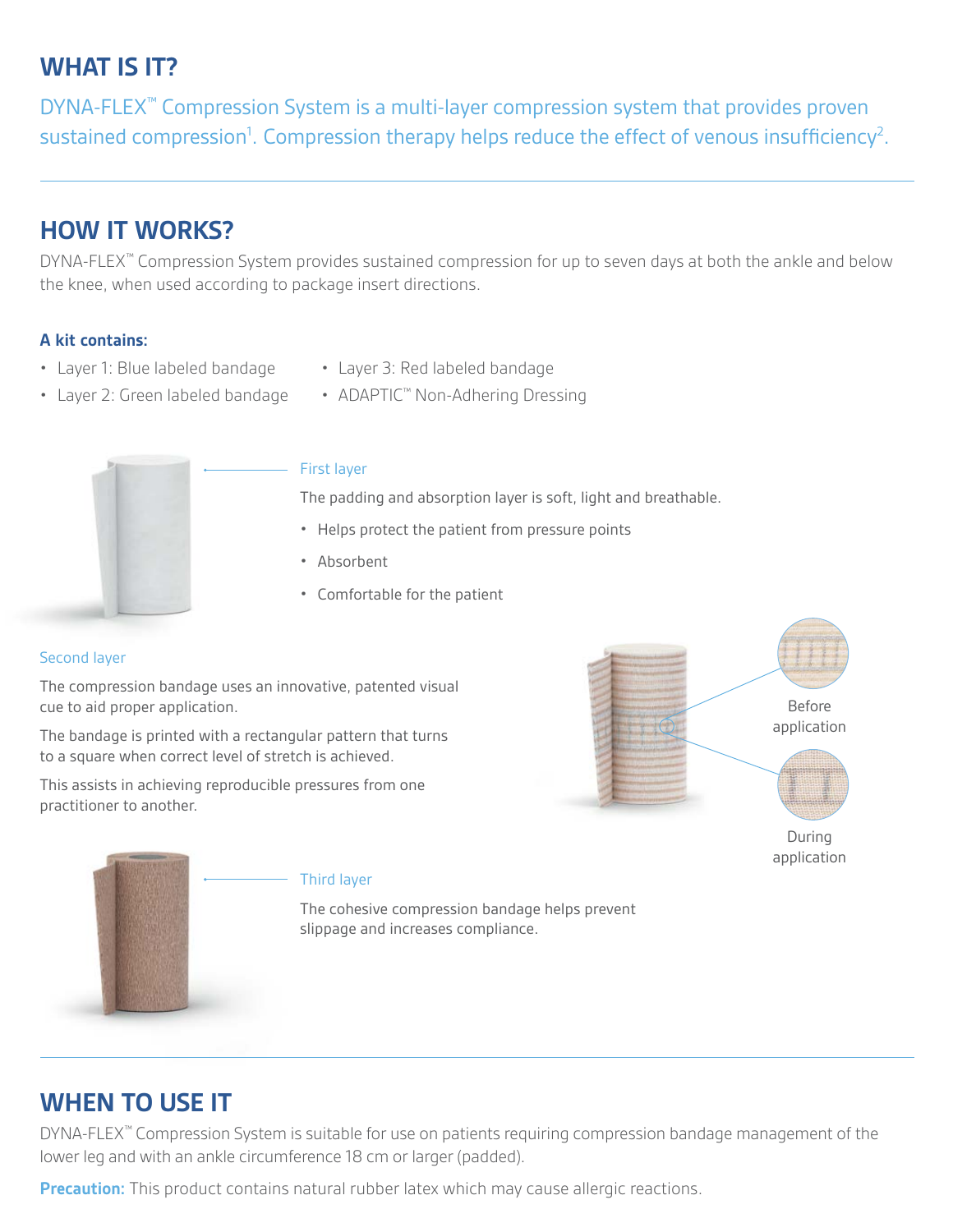## WHAT IS IT?

DYNA-FLEX™ Compression System is a multi-layer compression system that provides proven sustained compression[1]. Compression therapy helps reduce the effect of venous insufficiency[2].

## HOW IT WORKS?

DYNA-FLEX™ Compression System provides sustained compression for up to seven days at both the ankle and below the knee, when used according to package insert directions.

**A kit contains:**

- Layer 1: Blue labeled bandage
- Layer 2: Green labeled bandage
- Layer 3: Red labeled bandage
- ADAPTIC™ Non-Adhering Dressing

First layer

The padding and absorption layer is soft, light and breathable.

- Helps protect the patient from pressure points
- Absorbent
- Comfortable for the patient

Second layer

The compression bandage uses an innovative, patented visual cue to aid proper application.

The bandage is printed with a rectangular pattern that turns to a square when correct level of stretch is achieved.

This assists in achieving reproducible pressures from one practitioner to another.

Before application

During application

Third layer

The cohesive compression bandage helps prevent slippage and increases compliance.

## WHEN TO USE IT

DYNA-FLEX™ Compression System is suitable for use on patients requiring compression bandage management of the lower leg and with an ankle circumference 18 cm or larger (padded).

**Precaution:** This product contains natural rubber latex which may cause allergic reactions.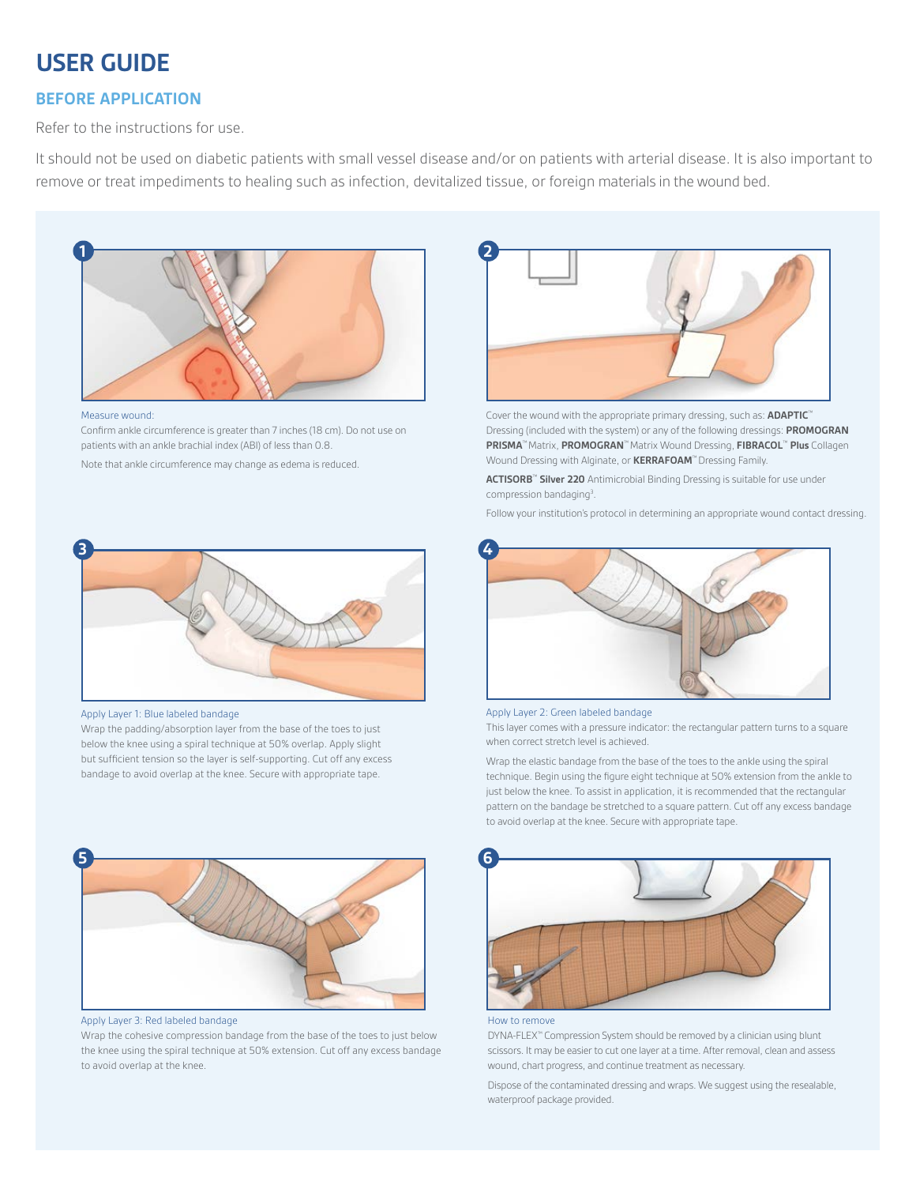# USER GUIDE

## BEFORE APPLICATION

Refer to the instructions for use.

It should not be used on diabetic patients with small vessel disease and/or on patients with arterial disease. It is also important to remove or treat impediments to healing such as infection, devitalized tissue, or foreign materials in the wound bed.

**1**

Measure wound:

Confirm ankle circumference is greater than 7 inches (18 cm). Do not use on patients with an ankle brachial index (ABI) of less than 0.8.

Note that ankle circumference may change as edema is reduced.

**2**

Cover the wound with the appropriate primary dressing, such as: **ADAPTIC**™ Dressing (included with the system) or any of the following dressings: **PROMOGRAN PRISMA**™ Matrix, **PROMOGRAN**™ Matrix Wound Dressing, **FIBRACOL**™ **Plus** Collagen Wound Dressing with Alginate, or **KERRAFOAM**™ Dressing Family.

**ACTISORB**™ **Silver 220** Antimicrobial Binding Dressing is suitable for use under compression bandaging[3].

Follow your institution's protocol in determining an appropriate wound contact dressing.

**3**

Apply Layer 1: Blue labeled bandage

Wrap the padding/absorption layer from the base of the toes to just below the knee using a spiral technique at 50% overlap. Apply slight but sufficient tension so the layer is self-supporting. Cut off any excess bandage to avoid overlap at the knee. Secure with appropriate tape.

**4**

Apply Layer 2: Green labeled bandage

This layer comes with a pressure indicator: the rectangular pattern turns to a square when correct stretch level is achieved.

Wrap the elastic bandage from the base of the toes to the ankle using the spiral technique. Begin using the figure eight technique at 50% extension from the ankle to just below the knee. To assist in application, it is recommended that the rectangular pattern on the bandage be stretched to a square pattern. Cut off any excess bandage to avoid overlap at the knee. Secure with appropriate tape.

**5**

Apply Layer 3: Red labeled bandage

Wrap the cohesive compression bandage from the base of the toes to just below the knee using the spiral technique at 50% extension. Cut off any excess bandage to avoid overlap at the knee.

**6**

How to remove

DYNA-FLEX™ Compression System should be removed by a clinician using blunt scissors. It may be easier to cut one layer at a time. After removal, clean and assess wound, chart progress, and continue treatment as necessary.

Dispose of the contaminated dressing and wraps. We suggest using the resealable, waterproof package provided.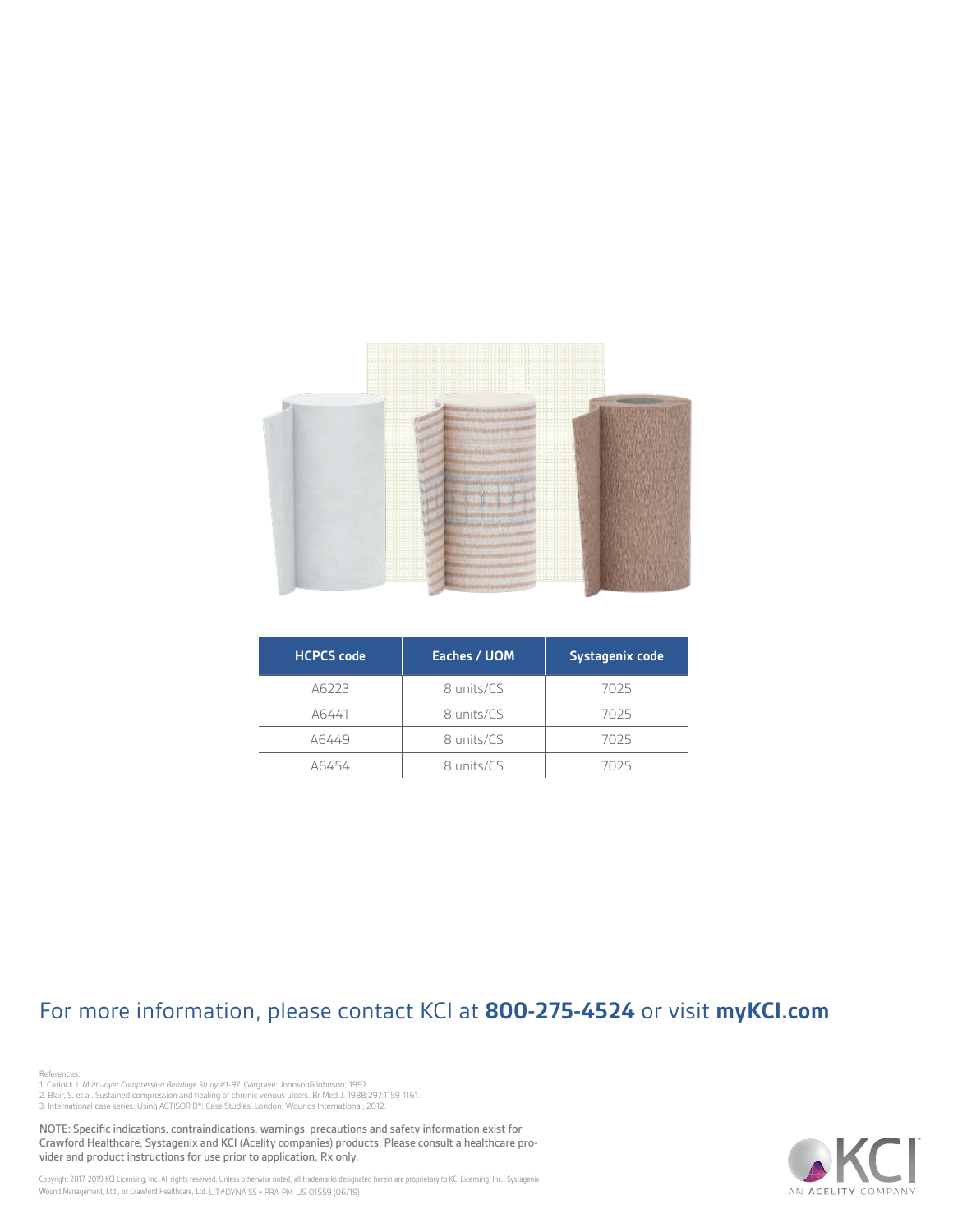| HCPCS code | Eaches / UOM | Systagenix code |
|---|---|---|
| A6223 | 8 units/CS | 7025 |
| A6441 | 8 units/CS | 7025 |
| A6449 | 8 units/CS | 7025 |
| A6454 | 8 units/CS | 7025 |

For more information, please contact KCI at **800-275-4524** or visit **myKCI.com**

References:
1. Carlock J. *Multi-layer Compression Bandage Study #1-97*. Gargrave: Johnson&Johnson; 1997.
2. Blair, S. et al. Sustained compression and healing of chronic venous ulcers. Br Med J. 1988;297:1159-1161.
3. International case series: Using ACTISOR B®: Case Studies. London: Wounds International, 2012.

NOTE: Specific indications, contraindications, warnings, precautions and safety information exist for Crawford Healthcare, Systagenix and KCI (Acelity companies) products. Please consult a healthcare provider and product instructions for use prior to application. Rx only.

Copyright 2017, 2019 KCI Licensing, Inc. All rights reserved. Unless otherwise noted, all trademarks designated herein are proprietary to KCI Licensing, Inc., Systagenix Wound Management, Ltd., or Crawford Healthcare, Ltd. LIT#DYNA SS • PRA-PM-US-01559 (06/19)

KCI™ AN ACELITY COMPANY